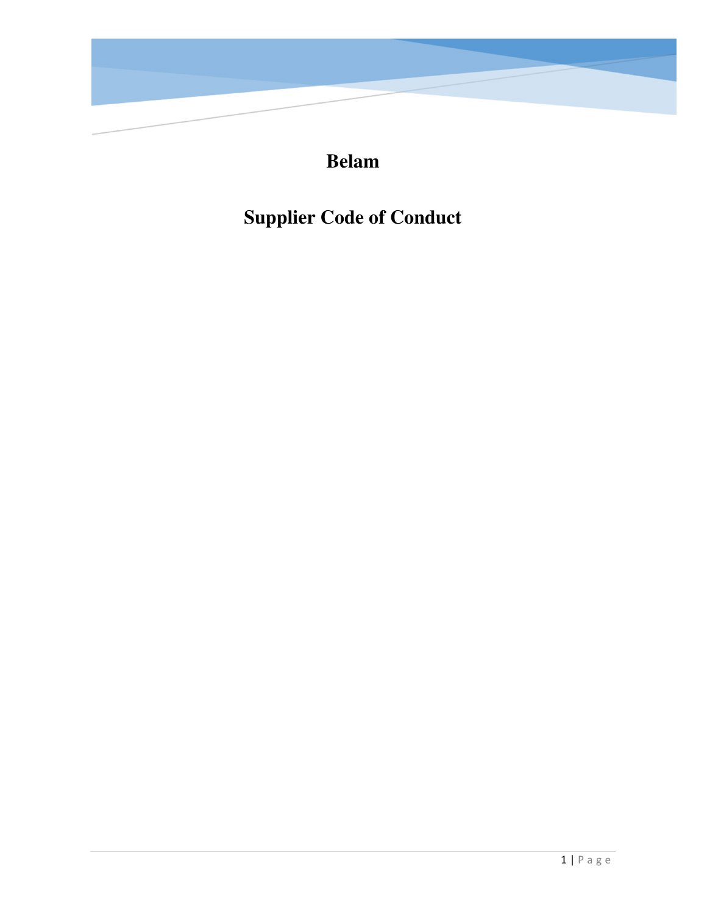# Belam

# Supplier Code of Conduct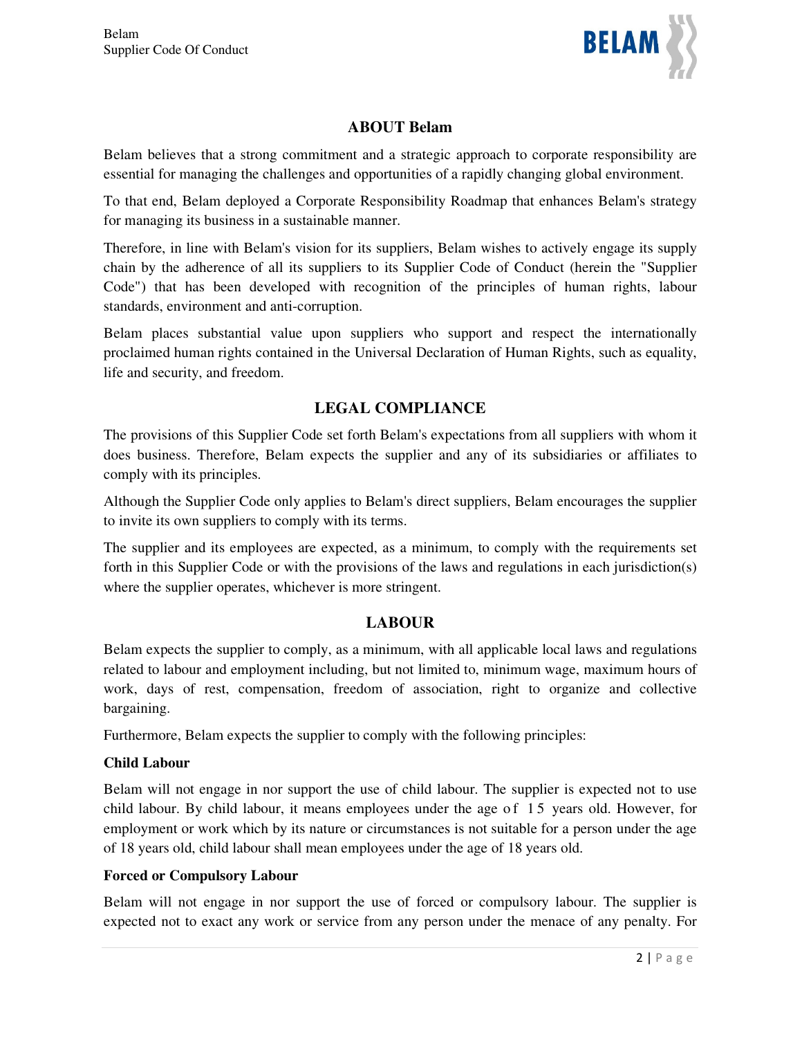## ABOUT Belam

Belam believes that a strong commitment and a strategic approach to corporate responsibility are essential for managing the challenges and opportunities of a rapidly changing global environment.

To that end, Belam deployed a Corporate Responsibility Roadmap that enhances Belam's strategy for managing its business in a sustainable manner.

Therefore, in line with Belam's vision for its suppliers, Belam wishes to actively engage its supply chain by the adherence of all its suppliers to its Supplier Code of Conduct (herein the "Supplier Code") that has been developed with recognition of the principles of human rights, labour standards, environment and anti-corruption.

Belam places substantial value upon suppliers who support and respect the internationally proclaimed human rights contained in the Universal Declaration of Human Rights, such as equality, life and security, and freedom.

## LEGAL COMPLIANCE

The provisions of this Supplier Code set forth Belam's expectations from all suppliers with whom it does business. Therefore, Belam expects the supplier and any of its subsidiaries or affiliates to comply with its principles.

Although the Supplier Code only applies to Belam's direct suppliers, Belam encourages the supplier to invite its own suppliers to comply with its terms.

The supplier and its employees are expected, as a minimum, to comply with the requirements set forth in this Supplier Code or with the provisions of the laws and regulations in each jurisdiction(s) where the supplier operates, whichever is more stringent.

## LABOUR

Belam expects the supplier to comply, as a minimum, with all applicable local laws and regulations related to labour and employment including, but not limited to, minimum wage, maximum hours of work, days of rest, compensation, freedom of association, right to organize and collective bargaining.

Furthermore, Belam expects the supplier to comply with the following principles:

**Child Labour**

Belam will not engage in nor support the use of child labour. The supplier is expected not to use child labour. By child labour, it means employees under the age of 15 years old. However, for employment or work which by its nature or circumstances is not suitable for a person under the age of 18 years old, child labour shall mean employees under the age of 18 years old.

**Forced or Compulsory Labour**

Belam will not engage in nor support the use of forced or compulsory labour. The supplier is expected not to exact any work or service from any person under the menace of any penalty. For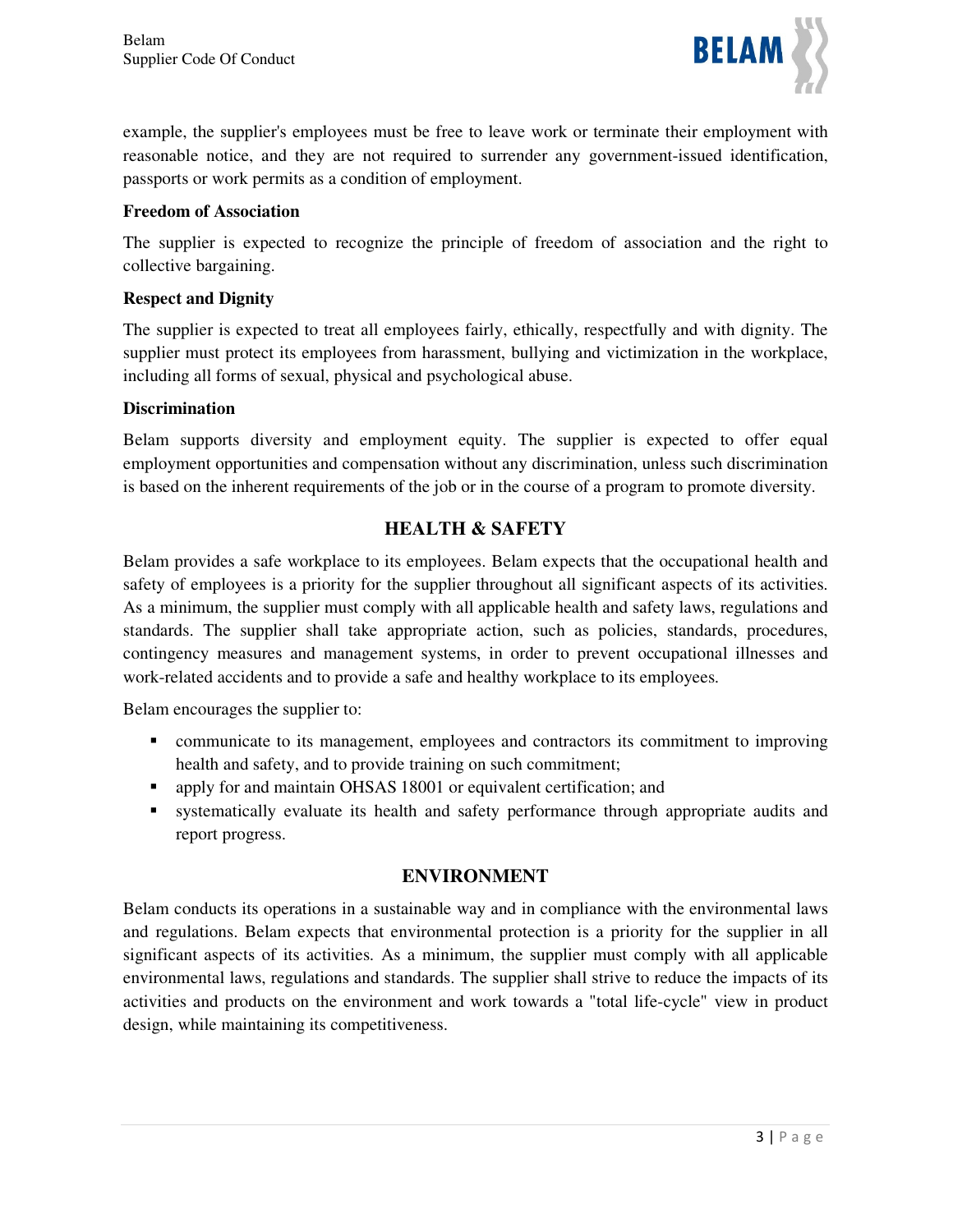example, the supplier's employees must be free to leave work or terminate their employment with reasonable notice, and they are not required to surrender any government-issued identification, passports or work permits as a condition of employment.

**Freedom of Association**

The supplier is expected to recognize the principle of freedom of association and the right to collective bargaining.

**Respect and Dignity**

The supplier is expected to treat all employees fairly, ethically, respectfully and with dignity. The supplier must protect its employees from harassment, bullying and victimization in the workplace, including all forms of sexual, physical and psychological abuse.

**Discrimination**

Belam supports diversity and employment equity. The supplier is expected to offer equal employment opportunities and compensation without any discrimination, unless such discrimination is based on the inherent requirements of the job or in the course of a program to promote diversity.

## HEALTH & SAFETY

Belam provides a safe workplace to its employees. Belam expects that the occupational health and safety of employees is a priority for the supplier throughout all significant aspects of its activities. As a minimum, the supplier must comply with all applicable health and safety laws, regulations and standards. The supplier shall take appropriate action, such as policies, standards, procedures, contingency measures and management systems, in order to prevent occupational illnesses and work-related accidents and to provide a safe and healthy workplace to its employees.

Belam encourages the supplier to:

- communicate to its management, employees and contractors its commitment to improving health and safety, and to provide training on such commitment;
- apply for and maintain OHSAS 18001 or equivalent certification; and
- systematically evaluate its health and safety performance through appropriate audits and report progress.

## ENVIRONMENT

Belam conducts its operations in a sustainable way and in compliance with the environmental laws and regulations. Belam expects that environmental protection is a priority for the supplier in all significant aspects of its activities. As a minimum, the supplier must comply with all applicable environmental laws, regulations and standards. The supplier shall strive to reduce the impacts of its activities and products on the environment and work towards a "total life-cycle" view in product design, while maintaining its competitiveness.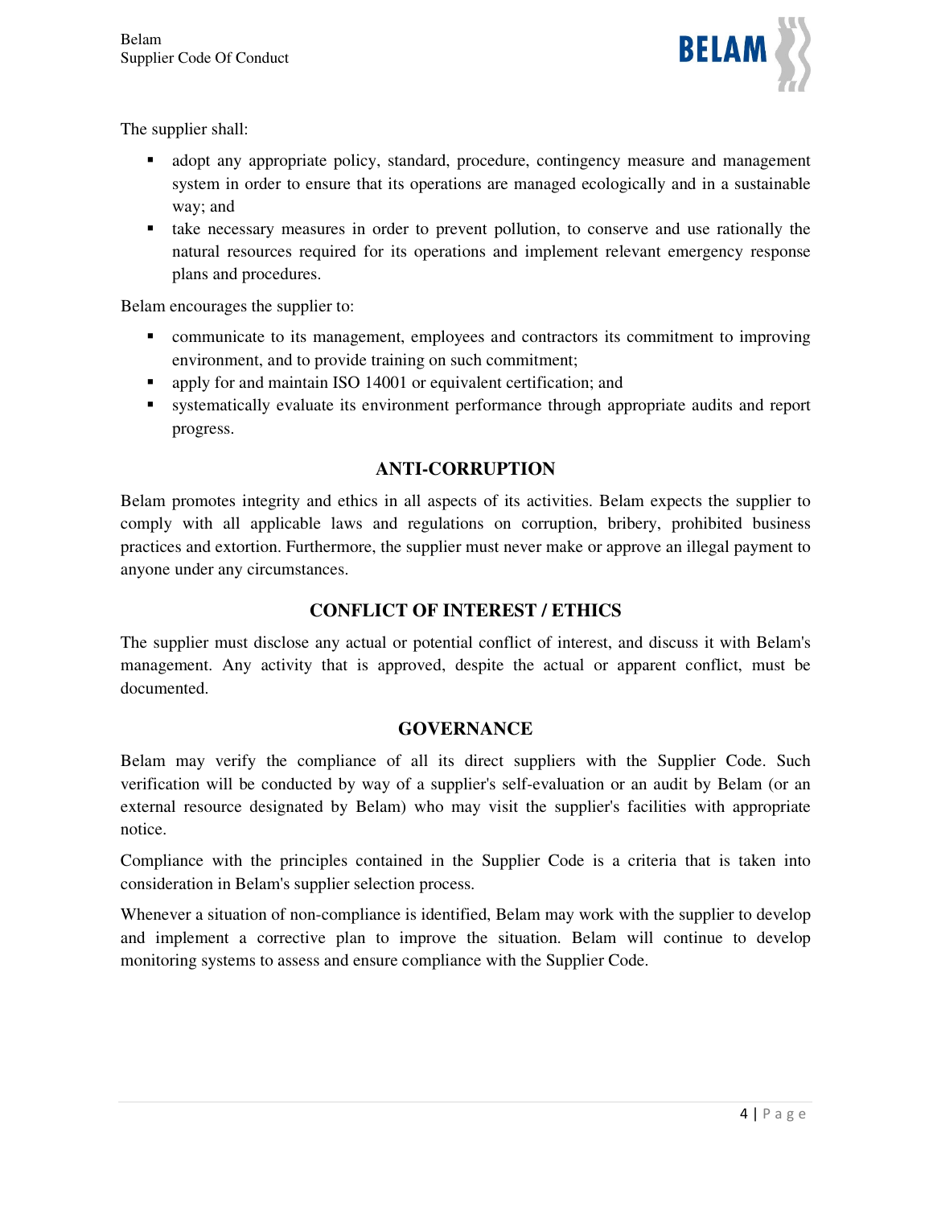The supplier shall:

- adopt any appropriate policy, standard, procedure, contingency measure and management system in order to ensure that its operations are managed ecologically and in a sustainable way; and
- take necessary measures in order to prevent pollution, to conserve and use rationally the natural resources required for its operations and implement relevant emergency response plans and procedures.

Belam encourages the supplier to:

- communicate to its management, employees and contractors its commitment to improving environment, and to provide training on such commitment;
- apply for and maintain ISO 14001 or equivalent certification; and
- systematically evaluate its environment performance through appropriate audits and report progress.

## ANTI-CORRUPTION

Belam promotes integrity and ethics in all aspects of its activities. Belam expects the supplier to comply with all applicable laws and regulations on corruption, bribery, prohibited business practices and extortion. Furthermore, the supplier must never make or approve an illegal payment to anyone under any circumstances.

## CONFLICT OF INTEREST / ETHICS

The supplier must disclose any actual or potential conflict of interest, and discuss it with Belam's management. Any activity that is approved, despite the actual or apparent conflict, must be documented.

## GOVERNANCE

Belam may verify the compliance of all its direct suppliers with the Supplier Code. Such verification will be conducted by way of a supplier's self-evaluation or an audit by Belam (or an external resource designated by Belam) who may visit the supplier's facilities with appropriate notice.

Compliance with the principles contained in the Supplier Code is a criteria that is taken into consideration in Belam's supplier selection process.

Whenever a situation of non-compliance is identified, Belam may work with the supplier to develop and implement a corrective plan to improve the situation. Belam will continue to develop monitoring systems to assess and ensure compliance with the Supplier Code.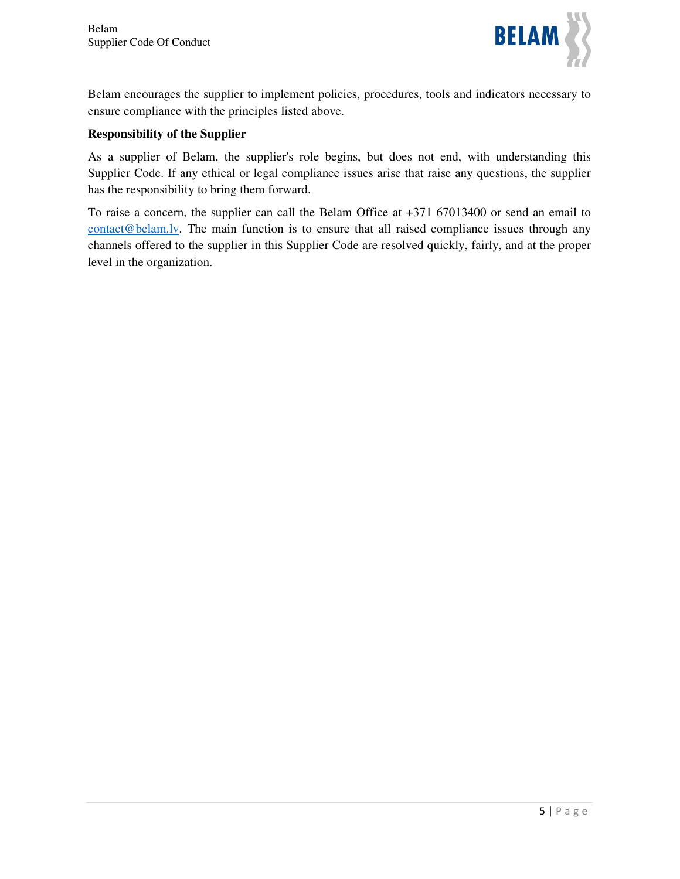Belam encourages the supplier to implement policies, procedures, tools and indicators necessary to ensure compliance with the principles listed above.

**Responsibility of the Supplier**

As a supplier of Belam, the supplier's role begins, but does not end, with understanding this Supplier Code. If any ethical or legal compliance issues arise that raise any questions, the supplier has the responsibility to bring them forward.

To raise a concern, the supplier can call the Belam Office at +371 67013400 or send an email to contact@belam.lv. The main function is to ensure that all raised compliance issues through any channels offered to the supplier in this Supplier Code are resolved quickly, fairly, and at the proper level in the organization.